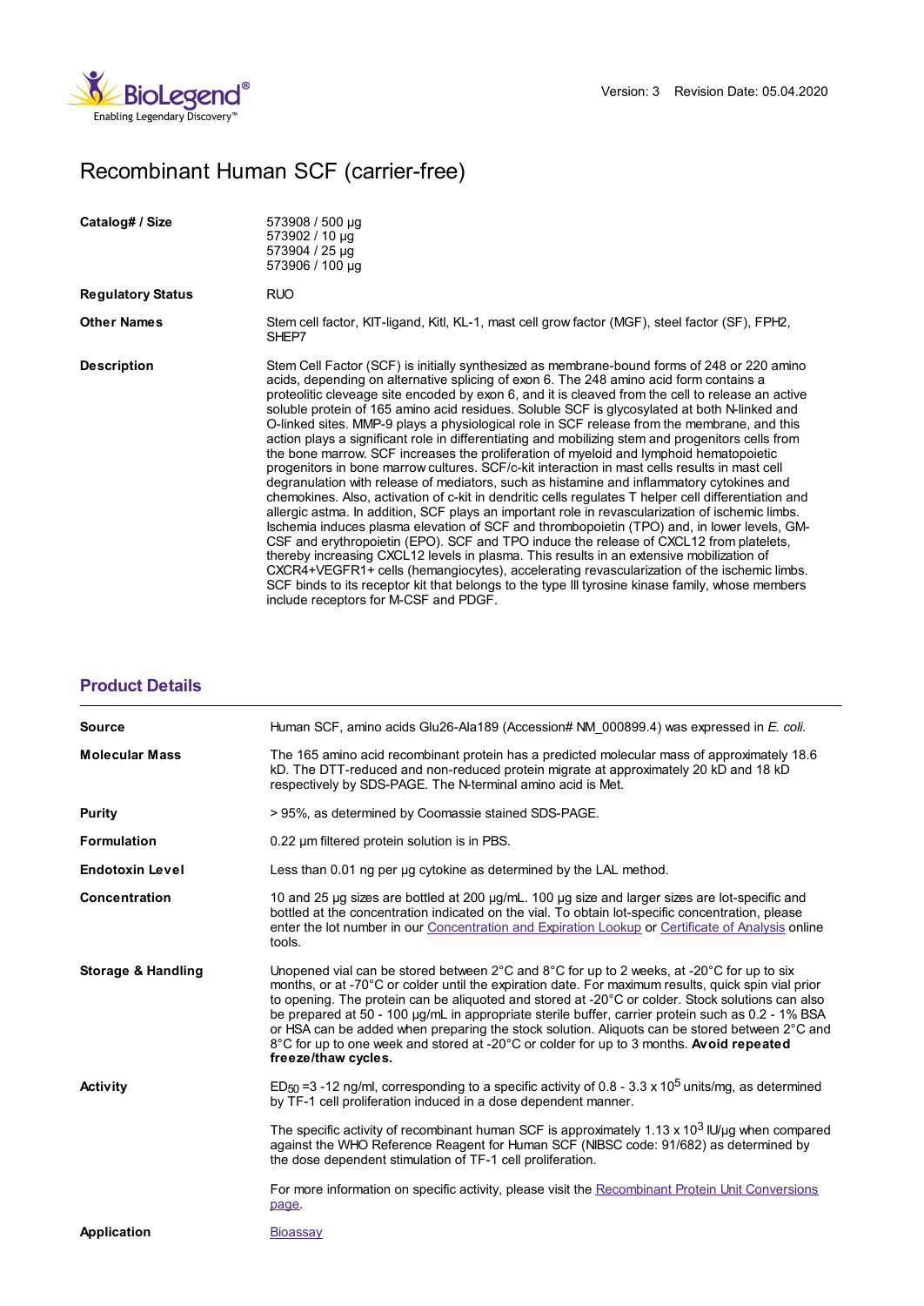Version: 3 Revision Date: 05.04.2020

# Recombinant Human SCF (carrier-free)

| | |
|---|---|
| **Catalog# / Size** | 573908 / 500 µg<br>573902 / 10 µg<br>573904 / 25 µg<br>573906 / 100 µg |
| **Regulatory Status** | RUO |
| **Other Names** | Stem cell factor, KIT-ligand, Kitl, KL-1, mast cell grow factor (MGF), steel factor (SF), FPH2, SHEP7 |
| **Description** | Stem Cell Factor (SCF) is initially synthesized as membrane-bound forms of 248 or 220 amino acids, depending on alternative splicing of exon 6. The 248 amino acid form contains a proteolitic cleveage site encoded by exon 6, and it is cleaved from the cell to release an active soluble protein of 165 amino acid residues. Soluble SCF is glycosylated at both N-linked and O-linked sites. MMP-9 plays a physiological role in SCF release from the membrane, and this action plays a significant role in differentiating and mobilizing stem and progenitors cells from the bone marrow. SCF increases the proliferation of myeloid and lymphoid hematopoietic progenitors in bone marrow cultures. SCF/c-kit interaction in mast cells results in mast cell degranulation with release of mediators, such as histamine and inflammatory cytokines and chemokines. Also, activation of c-kit in dendritic cells regulates T helper cell differentiation and allergic astma. In addition, SCF plays an important role in revascularization of ischemic limbs. Ischemia induces plasma elevation of SCF and thrombopoietin (TPO) and, in lower levels, GM-CSF and erythropoietin (EPO). SCF and TPO induce the release of CXCL12 from platelets, thereby increasing CXCL12 levels in plasma. This results in an extensive mobilization of CXCR4+VEGFR1+ cells (hemangiocytes), accelerating revascularization of the ischemic limbs. SCF binds to its receptor kit that belongs to the type III tyrosine kinase family, whose members include receptors for M-CSF and PDGF. |

## Product Details

| | |
|---|---|
| **Source** | Human SCF, amino acids Glu26-Ala189 (Accession# NM_000899.4) was expressed in *E. coli.* |
| **Molecular Mass** | The 165 amino acid recombinant protein has a predicted molecular mass of approximately 18.6 kD. The DTT-reduced and non-reduced protein migrate at approximately 20 kD and 18 kD respectively by SDS-PAGE. The N-terminal amino acid is Met. |
| **Purity** | > 95%, as determined by Coomassie stained SDS-PAGE. |
| **Formulation** | 0.22 µm filtered protein solution is in PBS. |
| **Endotoxin Level** | Less than 0.01 ng per µg cytokine as determined by the LAL method. |
| **Concentration** | 10 and 25 µg sizes are bottled at 200 µg/mL. 100 µg size and larger sizes are lot-specific and bottled at the concentration indicated on the vial. To obtain lot-specific concentration, please enter the lot number in our Concentration and Expiration Lookup or Certificate of Analysis online tools. |
| **Storage & Handling** | Unopened vial can be stored between 2°C and 8°C for up to 2 weeks, at -20°C for up to six months, or at -70°C or colder until the expiration date. For maximum results, quick spin vial prior to opening. The protein can be aliquoted and stored at -20°C or colder. Stock solutions can also be prepared at 50 - 100 µg/mL in appropriate sterile buffer, carrier protein such as 0.2 - 1% BSA or HSA can be added when preparing the stock solution. Aliquots can be stored between 2°C and 8°C for up to one week and stored at -20°C or colder for up to 3 months. **Avoid repeated freeze/thaw cycles.** |
| **Activity** | $ED_{50}$ =3 -12 ng/ml, corresponding to a specific activity of 0.8 - 3.3 x $10^5$ units/mg, as determined by TF-1 cell proliferation induced in a dose dependent manner.<br><br>The specific activity of recombinant human SCF is approximately 1.13 x $10^3$ IU/µg when compared against the WHO Reference Reagent for Human SCF (NIBSC code: 91/682) as determined by the dose dependent stimulation of TF-1 cell proliferation.<br><br>For more information on specific activity, please visit the Recombinant Protein Unit Conversions page. |
| **Application** | Bioassay |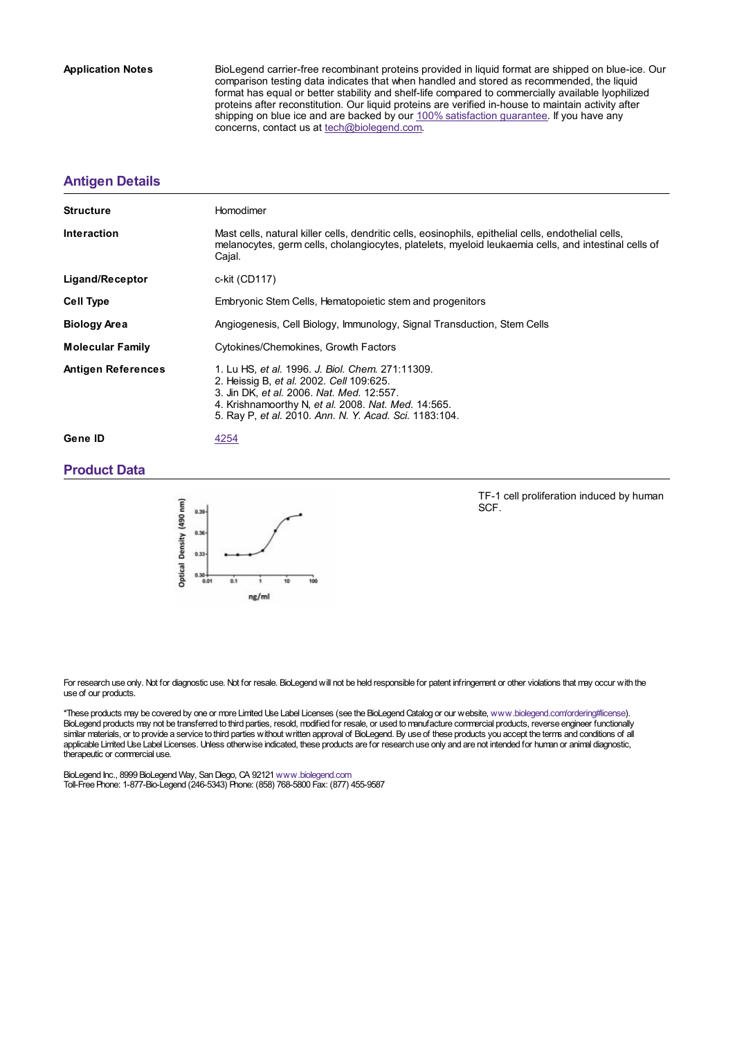**Application Notes**

BioLegend carrier-free recombinant proteins provided in liquid format are shipped on blue-ice. Our comparison testing data indicates that when handled and stored as recommended, the liquid format has equal or better stability and shelf-life compared to commercially available lyophilized proteins after reconstitution. Our liquid proteins are verified in-house to maintain activity after shipping on blue ice and are backed by our 100% satisfaction guarantee. If you have any concerns, contact us at tech@biolegend.com.

## Antigen Details

| | |
|---|---|
| **Structure** | Homodimer |
| **Interaction** | Mast cells, natural killer cells, dendritic cells, eosinophils, epithelial cells, endothelial cells, melanocytes, germ cells, cholangiocytes, platelets, myeloid leukaemia cells, and intestinal cells of Cajal. |
| **Ligand/Receptor** | c-kit (CD117) |
| **Cell Type** | Embryonic Stem Cells, Hematopoietic stem and progenitors |
| **Biology Area** | Angiogenesis, Cell Biology, Immunology, Signal Transduction, Stem Cells |
| **Molecular Family** | Cytokines/Chemokines, Growth Factors |
| **Antigen References** | 1. Lu HS, *et al.* 1996. *J. Biol. Chem.* 271:11309.<br>2. Heissig B, *et al.* 2002. *Cell* 109:625.<br>3. Jin DK, *et al.* 2006. *Nat. Med.* 12:557.<br>4. Krishnamoorthy N, *et al.* 2008. *Nat. Med.* 14:565.<br>5. Ray P, *et al.* 2010. *Ann. N. Y. Acad. Sci.* 1183:104. |
| **Gene ID** | 4254 |

## Product Data

Optical Density (490 nm)
0.39
0.36
0.33
0.30
0.01
0.1
1
10
100
ng/ml

TF-1 cell proliferation induced by human SCF.

For research use only. Not for diagnostic use. Not for resale. BioLegend will not be held responsible for patent infringement or other violations that may occur with the use of our products.

*These products may be covered by one or more Limited Use Label Licenses (see the BioLegend Catalog or our website, www.biolegend.com/ordering#license). BioLegend products may not be transferred to third parties, resold, modified for resale, or used to manufacture commercial products, reverse engineer functionally similar materials, or to provide a service to third parties without written approval of BioLegend. By use of these products you accept the terms and conditions of all applicable Limited Use Label Licenses. Unless otherwise indicated, these products are for research use only and are not intended for human or animal diagnostic, therapeutic or commercial use.

BioLegend Inc., 8999 BioLegend Way, San Diego, CA 92121 www.biolegend.com
Toll-Free Phone: 1-877-Bio-Legend (246-5343) Phone: (858) 768-5800 Fax: (877) 455-9587